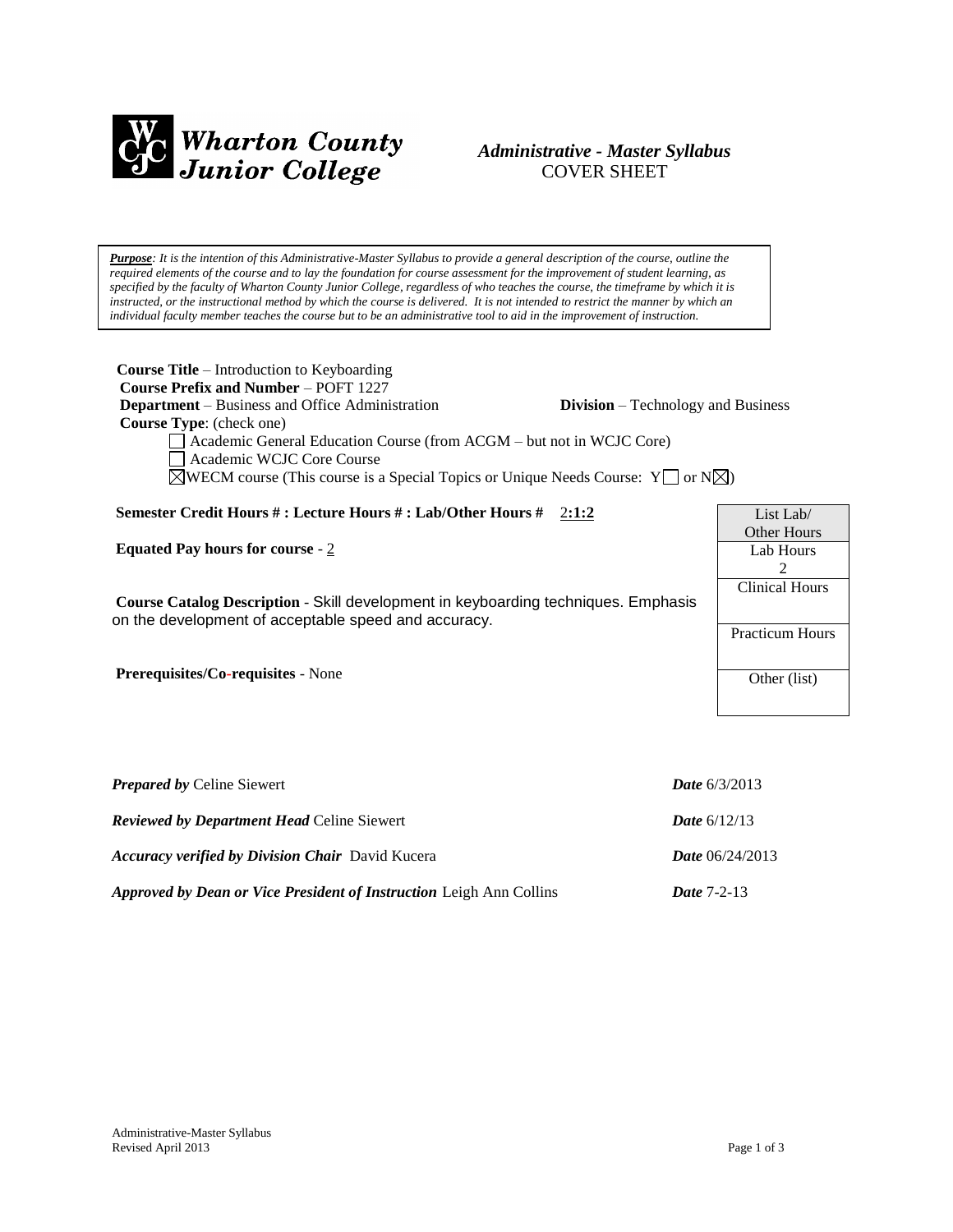Wharton County Junior College

*Administrative - Master Syllabus*
COVER SHEET

***Purpose**: It is the intention of this Administrative-Master Syllabus to provide a general description of the course, outline the required elements of the course and to lay the foundation for course assessment for the improvement of student learning, as specified by the faculty of Wharton County Junior College, regardless of who teaches the course, the timeframe by which it is instructed, or the instructional method by which the course is delivered. It is not intended to restrict the manner by which an individual faculty member teaches the course but to be an administrative tool to aid in the improvement of instruction.*

**Course Title** – Introduction to Keyboarding
**Course Prefix and Number** – POFT 1227
**Department** – Business and Office Administration **Division** – Technology and Business
**Course Type**: (check one)

☐ Academic General Education Course (from ACGM – but not in WCJC Core)
☐ Academic WCJC Core Course
☒ WECM course (This course is a Special Topics or Unique Needs Course: Y☐ or N☒)

**Semester Credit Hours # : Lecture Hours # : Lab/Other Hours #** 2**:1:2**

**Equated Pay hours for course** - 2

**Course Catalog Description** - Skill development in keyboarding techniques. Emphasis on the development of acceptable speed and accuracy.

**Prerequisites/Co-requisites** - None

| List Lab/ Other Hours |
|---|
| Lab Hours 2 |
| Clinical Hours |
| Practicum Hours |
| Other (list) |

***Prepared by*** Celine Siewert ***Date*** 6/3/2013

***Reviewed by Department Head*** Celine Siewert ***Date*** 6/12/13

***Accuracy verified by Division Chair*** David Kucera ***Date*** 06/24/2013

***Approved by Dean or Vice President of Instruction*** Leigh Ann Collins ***Date*** 7-2-13

Administrative-Master Syllabus
Revised April 2013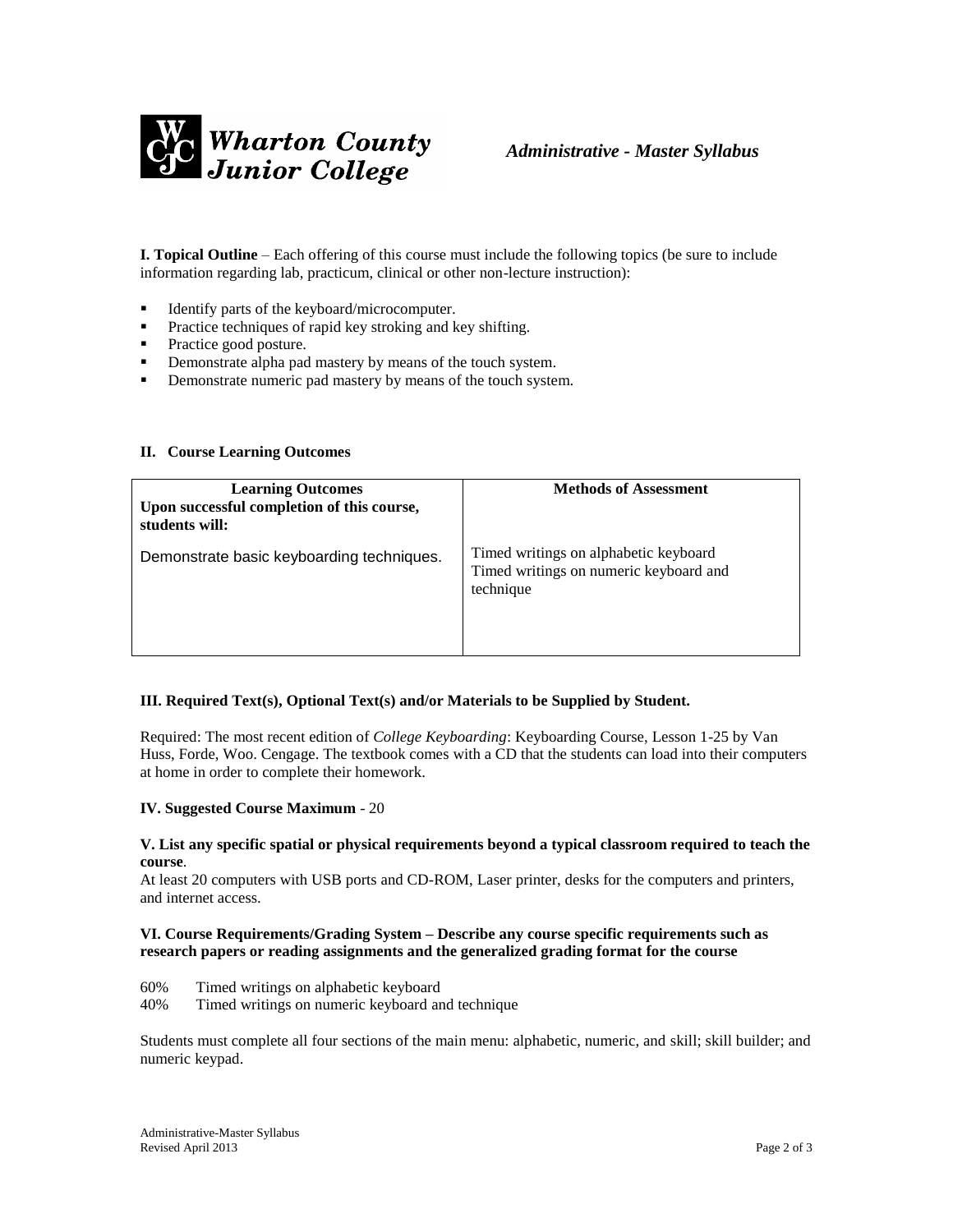**I. Topical Outline** – Each offering of this course must include the following topics (be sure to include information regarding lab, practicum, clinical or other non-lecture instruction):

- Identify parts of the keyboard/microcomputer.
- Practice techniques of rapid key stroking and key shifting.
- Practice good posture.
- Demonstrate alpha pad mastery by means of the touch system.
- Demonstrate numeric pad mastery by means of the touch system.

**II. Course Learning Outcomes**

| **Learning Outcomes**<br>**Upon successful completion of this course, students will:** | **Methods of Assessment** |
|---|---|
| Demonstrate basic keyboarding techniques. | Timed writings on alphabetic keyboard<br>Timed writings on numeric keyboard and technique |

**III. Required Text(s), Optional Text(s) and/or Materials to be Supplied by Student.**

Required: The most recent edition of *College Keyboarding*: Keyboarding Course, Lesson 1-25 by Van Huss, Forde, Woo. Cengage. The textbook comes with a CD that the students can load into their computers at home in order to complete their homework.

**IV. Suggested Course Maximum** - 20

**V. List any specific spatial or physical requirements beyond a typical classroom required to teach the course**.

At least 20 computers with USB ports and CD-ROM, Laser printer, desks for the computers and printers, and internet access.

**VI. Course Requirements/Grading System – Describe any course specific requirements such as research papers or reading assignments and the generalized grading format for the course**

60% Timed writings on alphabetic keyboard
40% Timed writings on numeric keyboard and technique

Students must complete all four sections of the main menu: alphabetic, numeric, and skill; skill builder; and numeric keypad.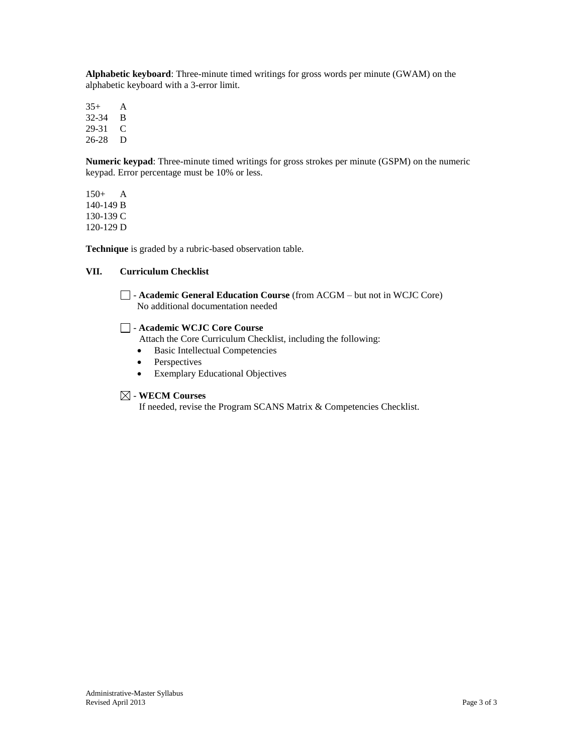**Alphabetic keyboard**: Three-minute timed writings for gross words per minute (GWAM) on the alphabetic keyboard with a 3-error limit.

35+ A  
32-34 B  
29-31 C  
26-28 D

**Numeric keypad**: Three-minute timed writings for gross strokes per minute (GSPM) on the numeric keypad. Error percentage must be 10% or less.

150+ A  
140-149 B  
130-139 C  
120-129 D

**Technique** is graded by a rubric-based observation table.

## VII. Curriculum Checklist

☐ - **Academic General Education Course** (from ACGM – but not in WCJC Core)  
No additional documentation needed

☐ - **Academic WCJC Core Course**  
Attach the Core Curriculum Checklist, including the following:

- Basic Intellectual Competencies
- Perspectives
- Exemplary Educational Objectives

☒ - **WECM Courses**  
If needed, revise the Program SCANS Matrix & Competencies Checklist.

Administrative-Master Syllabus  
Revised April 2013